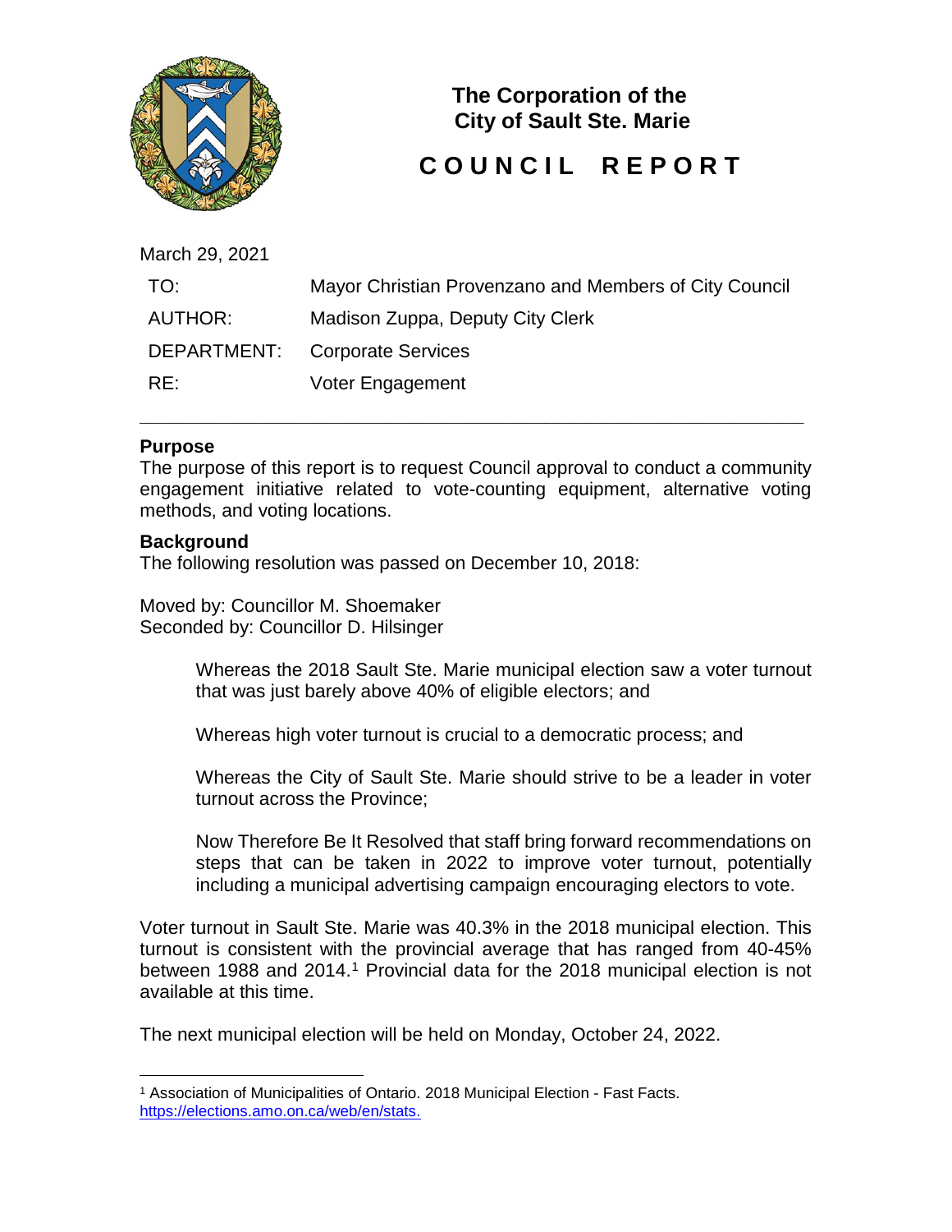# The Corporation of the City of Sault Ste. Marie

# COUNCIL REPORT

March 29, 2021

| | |
|---|---|
| TO: | Mayor Christian Provenzano and Members of City Council |
| AUTHOR: | Madison Zuppa, Deputy City Clerk |
| DEPARTMENT: | Corporate Services |
| RE: | Voter Engagement |

---

## Purpose

The purpose of this report is to request Council approval to conduct a community engagement initiative related to vote-counting equipment, alternative voting methods, and voting locations.

## Background

The following resolution was passed on December 10, 2018:

Moved by: Councillor M. Shoemaker
Seconded by: Councillor D. Hilsinger

> Whereas the 2018 Sault Ste. Marie municipal election saw a voter turnout that was just barely above 40% of eligible electors; and
>
> Whereas high voter turnout is crucial to a democratic process; and
>
> Whereas the City of Sault Ste. Marie should strive to be a leader in voter turnout across the Province;
>
> Now Therefore Be It Resolved that staff bring forward recommendations on steps that can be taken in 2022 to improve voter turnout, potentially including a municipal advertising campaign encouraging electors to vote.

Voter turnout in Sault Ste. Marie was 40.3% in the 2018 municipal election. This turnout is consistent with the provincial average that has ranged from 40-45% between 1988 and 2014.[1] Provincial data for the 2018 municipal election is not available at this time.

The next municipal election will be held on Monday, October 24, 2022.

---

[1] Association of Municipalities of Ontario. 2018 Municipal Election - Fast Facts. https://elections.amo.on.ca/web/en/stats.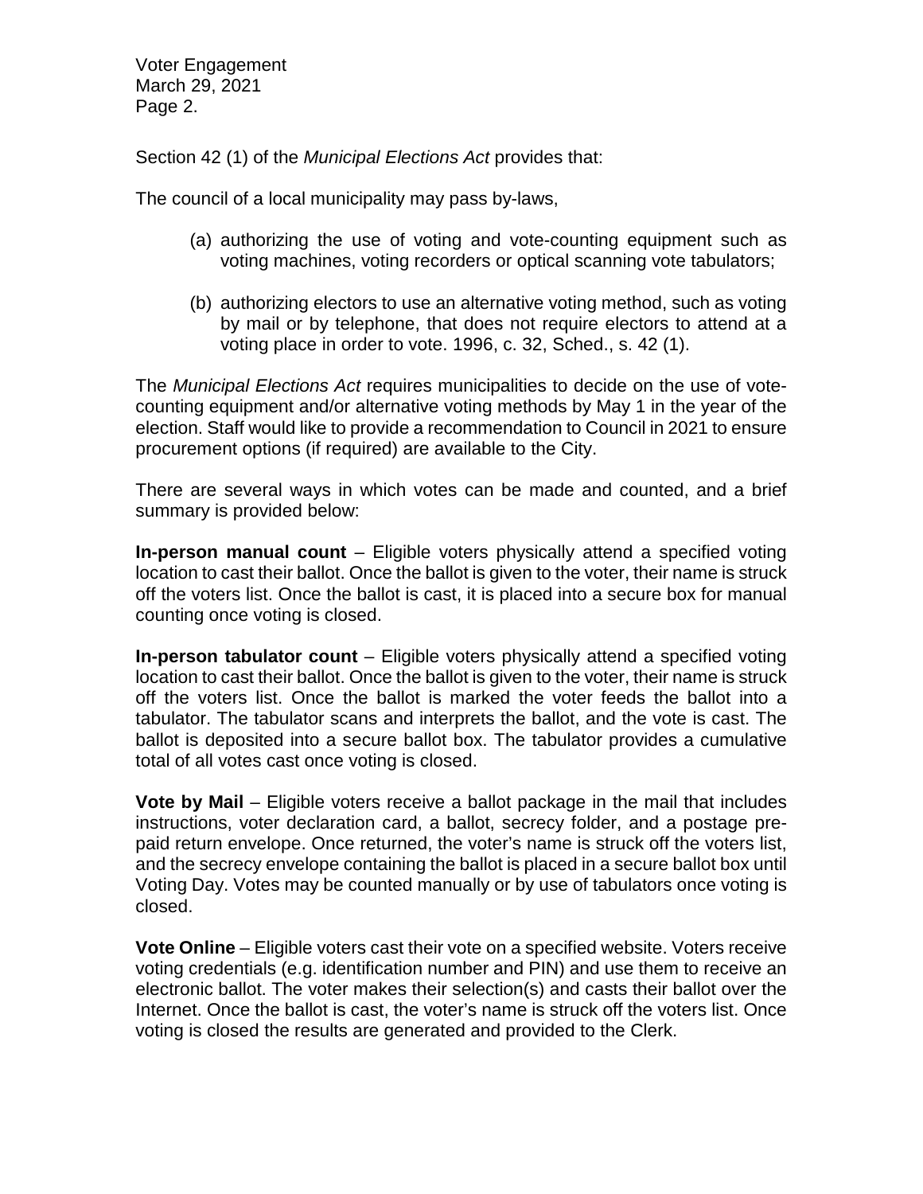Section 42 (1) of the *Municipal Elections Act* provides that:

The council of a local municipality may pass by-laws,

(a) authorizing the use of voting and vote-counting equipment such as voting machines, voting recorders or optical scanning vote tabulators;

(b) authorizing electors to use an alternative voting method, such as voting by mail or by telephone, that does not require electors to attend at a voting place in order to vote. 1996, c. 32, Sched., s. 42 (1).

The *Municipal Elections Act* requires municipalities to decide on the use of vote-counting equipment and/or alternative voting methods by May 1 in the year of the election. Staff would like to provide a recommendation to Council in 2021 to ensure procurement options (if required) are available to the City.

There are several ways in which votes can be made and counted, and a brief summary is provided below:

**In-person manual count** – Eligible voters physically attend a specified voting location to cast their ballot. Once the ballot is given to the voter, their name is struck off the voters list. Once the ballot is cast, it is placed into a secure box for manual counting once voting is closed.

**In-person tabulator count** – Eligible voters physically attend a specified voting location to cast their ballot. Once the ballot is given to the voter, their name is struck off the voters list. Once the ballot is marked the voter feeds the ballot into a tabulator. The tabulator scans and interprets the ballot, and the vote is cast. The ballot is deposited into a secure ballot box. The tabulator provides a cumulative total of all votes cast once voting is closed.

**Vote by Mail** – Eligible voters receive a ballot package in the mail that includes instructions, voter declaration card, a ballot, secrecy folder, and a postage pre-paid return envelope. Once returned, the voter's name is struck off the voters list, and the secrecy envelope containing the ballot is placed in a secure ballot box until Voting Day. Votes may be counted manually or by use of tabulators once voting is closed.

**Vote Online** – Eligible voters cast their vote on a specified website. Voters receive voting credentials (e.g. identification number and PIN) and use them to receive an electronic ballot. The voter makes their selection(s) and casts their ballot over the Internet. Once the ballot is cast, the voter's name is struck off the voters list. Once voting is closed the results are generated and provided to the Clerk.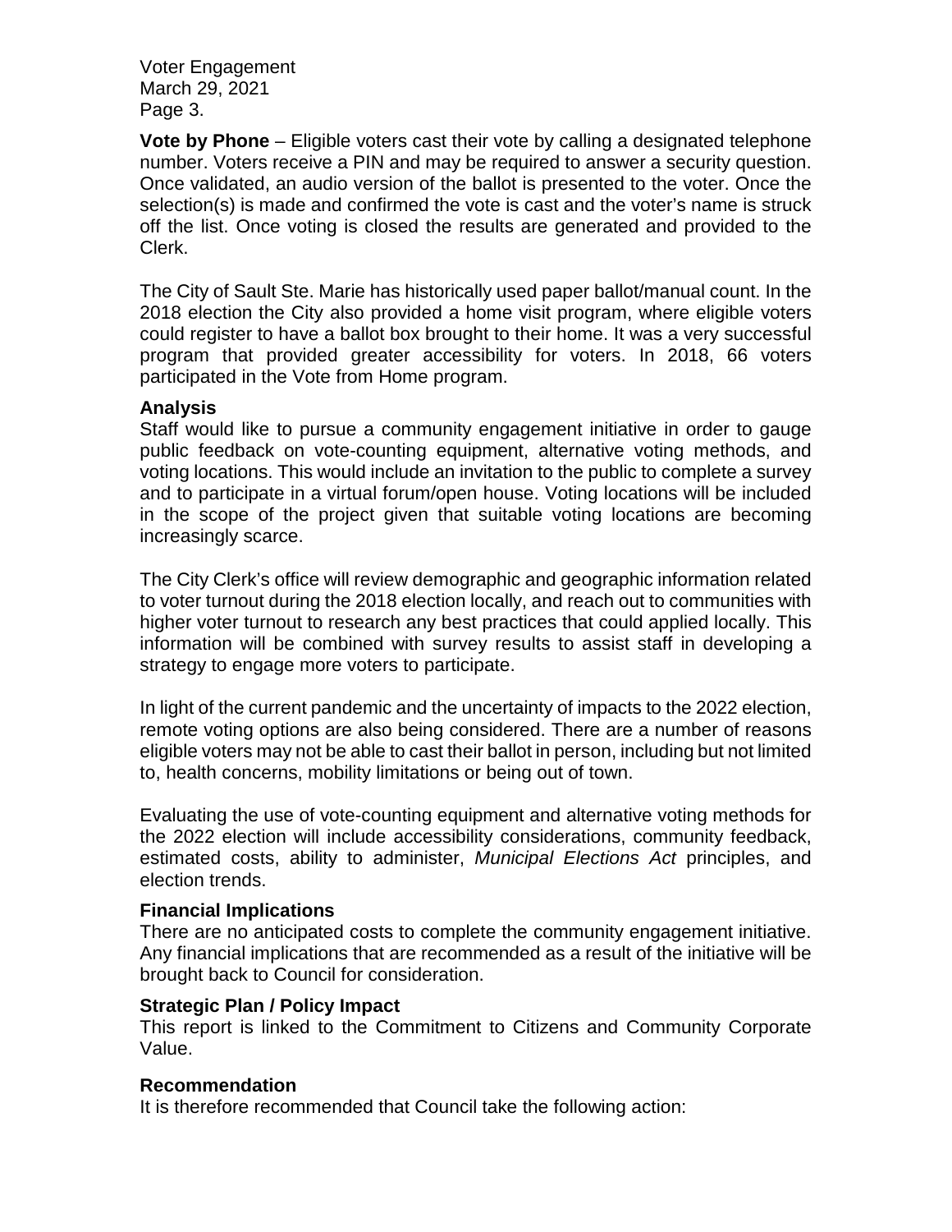**Vote by Phone** – Eligible voters cast their vote by calling a designated telephone number. Voters receive a PIN and may be required to answer a security question. Once validated, an audio version of the ballot is presented to the voter. Once the selection(s) is made and confirmed the vote is cast and the voter's name is struck off the list. Once voting is closed the results are generated and provided to the Clerk.

The City of Sault Ste. Marie has historically used paper ballot/manual count. In the 2018 election the City also provided a home visit program, where eligible voters could register to have a ballot box brought to their home. It was a very successful program that provided greater accessibility for voters. In 2018, 66 voters participated in the Vote from Home program.

### Analysis

Staff would like to pursue a community engagement initiative in order to gauge public feedback on vote-counting equipment, alternative voting methods, and voting locations. This would include an invitation to the public to complete a survey and to participate in a virtual forum/open house. Voting locations will be included in the scope of the project given that suitable voting locations are becoming increasingly scarce.

The City Clerk's office will review demographic and geographic information related to voter turnout during the 2018 election locally, and reach out to communities with higher voter turnout to research any best practices that could applied locally. This information will be combined with survey results to assist staff in developing a strategy to engage more voters to participate.

In light of the current pandemic and the uncertainty of impacts to the 2022 election, remote voting options are also being considered. There are a number of reasons eligible voters may not be able to cast their ballot in person, including but not limited to, health concerns, mobility limitations or being out of town.

Evaluating the use of vote-counting equipment and alternative voting methods for the 2022 election will include accessibility considerations, community feedback, estimated costs, ability to administer, *Municipal Elections Act* principles, and election trends.

### Financial Implications

There are no anticipated costs to complete the community engagement initiative. Any financial implications that are recommended as a result of the initiative will be brought back to Council for consideration.

### Strategic Plan / Policy Impact

This report is linked to the Commitment to Citizens and Community Corporate Value.

### Recommendation

It is therefore recommended that Council take the following action: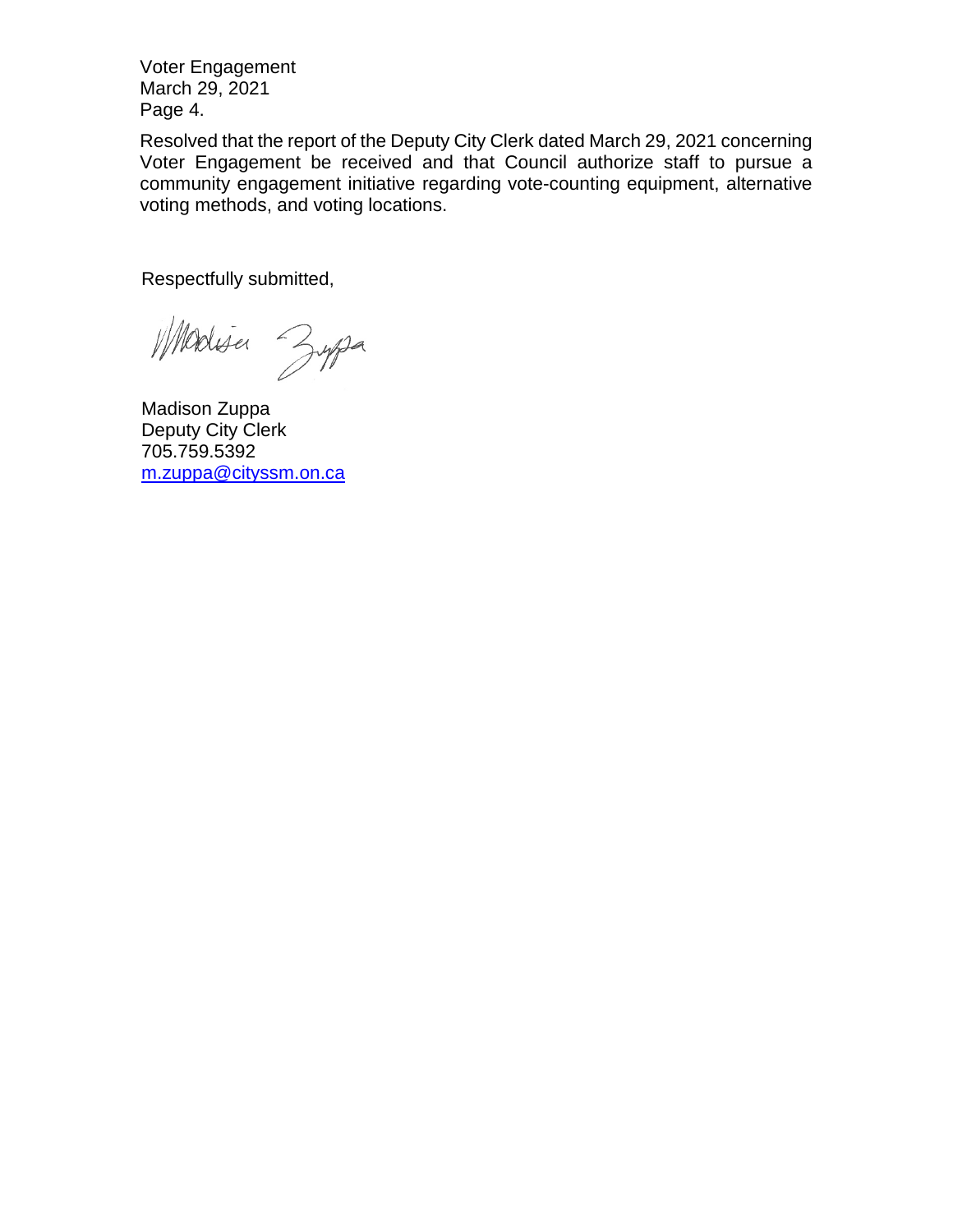Resolved that the report of the Deputy City Clerk dated March 29, 2021 concerning Voter Engagement be received and that Council authorize staff to pursue a community engagement initiative regarding vote-counting equipment, alternative voting methods, and voting locations.

Respectfully submitted,

Madison Zuppa
Deputy City Clerk
705.759.5392
m.zuppa@cityssm.on.ca